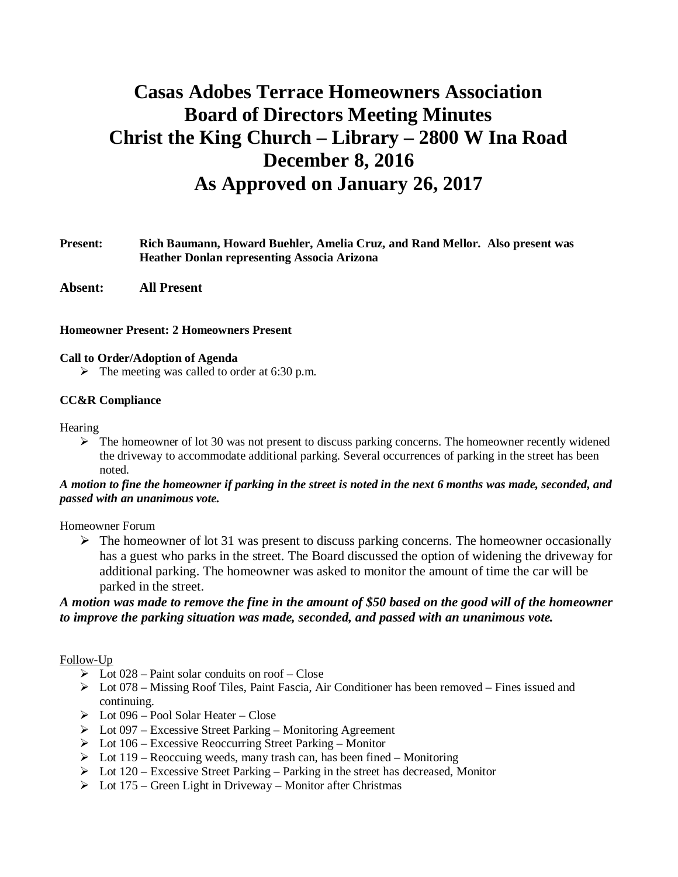# Casas Adobes Terrace Homeowners Association
# Board of Directors Meeting Minutes
# Christ the King Church – Library – 2800 W Ina Road
# December 8, 2016
# As Approved on January 26, 2017

**Present:** **Rich Baumann, Howard Buehler, Amelia Cruz, and Rand Mellor. Also present was Heather Donlan representing Associa Arizona**

**Absent:** **All Present**

**Homeowner Present: 2 Homeowners Present**

**Call to Order/Adoption of Agenda**

- The meeting was called to order at 6:30 p.m.

**CC&R Compliance**

Hearing

- The homeowner of lot 30 was not present to discuss parking concerns. The homeowner recently widened the driveway to accommodate additional parking. Several occurrences of parking in the street has been noted.

***A motion to fine the homeowner if parking in the street is noted in the next 6 months was made, seconded, and passed with an unanimous vote.***

Homeowner Forum

- The homeowner of lot 31 was present to discuss parking concerns. The homeowner occasionally has a guest who parks in the street. The Board discussed the option of widening the driveway for additional parking. The homeowner was asked to monitor the amount of time the car will be parked in the street.

***A motion was made to remove the fine in the amount of $50 based on the good will of the homeowner to improve the parking situation was made, seconded, and passed with an unanimous vote.***

Follow-Up

- Lot 028 – Paint solar conduits on roof – Close
- Lot 078 – Missing Roof Tiles, Paint Fascia, Air Conditioner has been removed – Fines issued and continuing.
- Lot 096 – Pool Solar Heater – Close
- Lot 097 – Excessive Street Parking – Monitoring Agreement
- Lot 106 – Excessive Reoccurring Street Parking – Monitor
- Lot 119 – Reoccuing weeds, many trash can, has been fined – Monitoring
- Lot 120 – Excessive Street Parking – Parking in the street has decreased, Monitor
- Lot 175 – Green Light in Driveway – Monitor after Christmas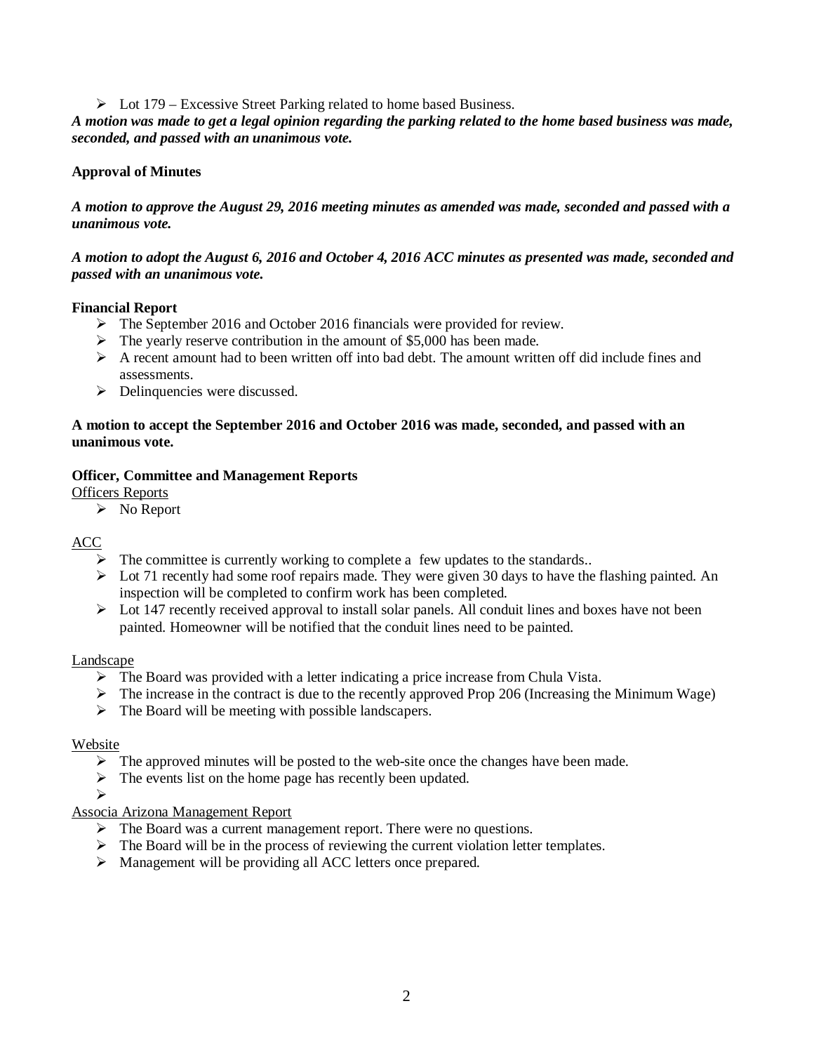- Lot 179 – Excessive Street Parking related to home based Business.

***A motion was made to get a legal opinion regarding the parking related to the home based business was made, seconded, and passed with an unanimous vote.***

**Approval of Minutes**

***A motion to approve the August 29, 2016 meeting minutes as amended was made, seconded and passed with a unanimous vote.***

***A motion to adopt the August 6, 2016 and October 4, 2016 ACC minutes as presented was made, seconded and passed with an unanimous vote.***

**Financial Report**

- The September 2016 and October 2016 financials were provided for review.
- The yearly reserve contribution in the amount of $5,000 has been made.
- A recent amount had to been written off into bad debt. The amount written off did include fines and assessments.
- Delinquencies were discussed.

**A motion to accept the September 2016 and October 2016 was made, seconded, and passed with an unanimous vote.**

**Officer, Committee and Management Reports**

<u>Officers Reports</u>

- No Report

<u>ACC</u>

- The committee is currently working to complete a few updates to the standards..
- Lot 71 recently had some roof repairs made. They were given 30 days to have the flashing painted. An inspection will be completed to confirm work has been completed.
- Lot 147 recently received approval to install solar panels. All conduit lines and boxes have not been painted. Homeowner will be notified that the conduit lines need to be painted.

<u>Landscape</u>

- The Board was provided with a letter indicating a price increase from Chula Vista.
- The increase in the contract is due to the recently approved Prop 206 (Increasing the Minimum Wage)
- The Board will be meeting with possible landscapers.

<u>Website</u>

- The approved minutes will be posted to the web-site once the changes have been made.
- The events list on the home page has recently been updated.
-

<u>Associa Arizona Management Report</u>

- The Board was a current management report. There were no questions.
- The Board will be in the process of reviewing the current violation letter templates.
- Management will be providing all ACC letters once prepared.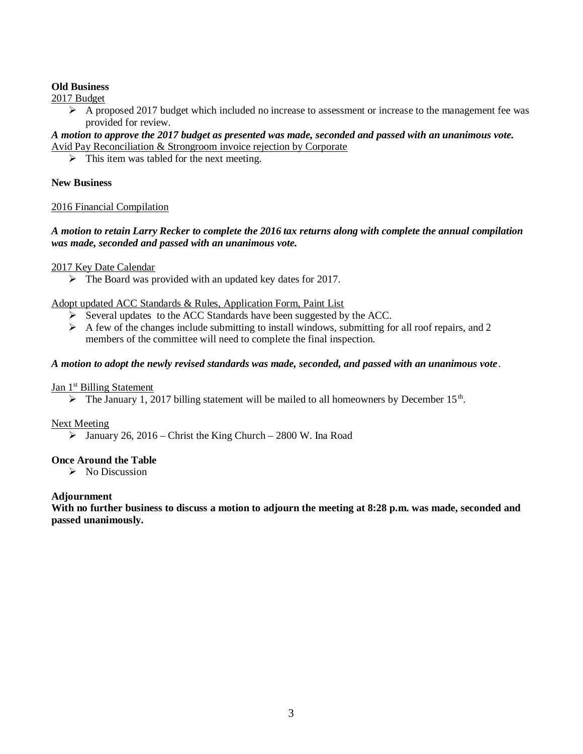**Old Business**

2017 Budget

- A proposed 2017 budget which included no increase to assessment or increase to the management fee was provided for review.

***A motion to approve the 2017 budget as presented was made, seconded and passed with an unanimous vote.***

Avid Pay Reconciliation & Strongroom invoice rejection by Corporate

- This item was tabled for the next meeting.

**New Business**

2016 Financial Compilation

***A motion to retain Larry Recker to complete the 2016 tax returns along with complete the annual compilation was made, seconded and passed with an unanimous vote.***

2017 Key Date Calendar

- The Board was provided with an updated key dates for 2017.

Adopt updated ACC Standards & Rules, Application Form, Paint List

- Several updates to the ACC Standards have been suggested by the ACC.
- A few of the changes include submitting to install windows, submitting for all roof repairs, and 2 members of the committee will need to complete the final inspection.

***A motion to adopt the newly revised standards was made, seconded, and passed with an unanimous vote.***

Jan 1st Billing Statement

- The January 1, 2017 billing statement will be mailed to all homeowners by December 15th.

Next Meeting

- January 26, 2016 – Christ the King Church – 2800 W. Ina Road

**Once Around the Table**

- No Discussion

**Adjournment**

**With no further business to discuss a motion to adjourn the meeting at 8:28 p.m. was made, seconded and passed unanimously.**